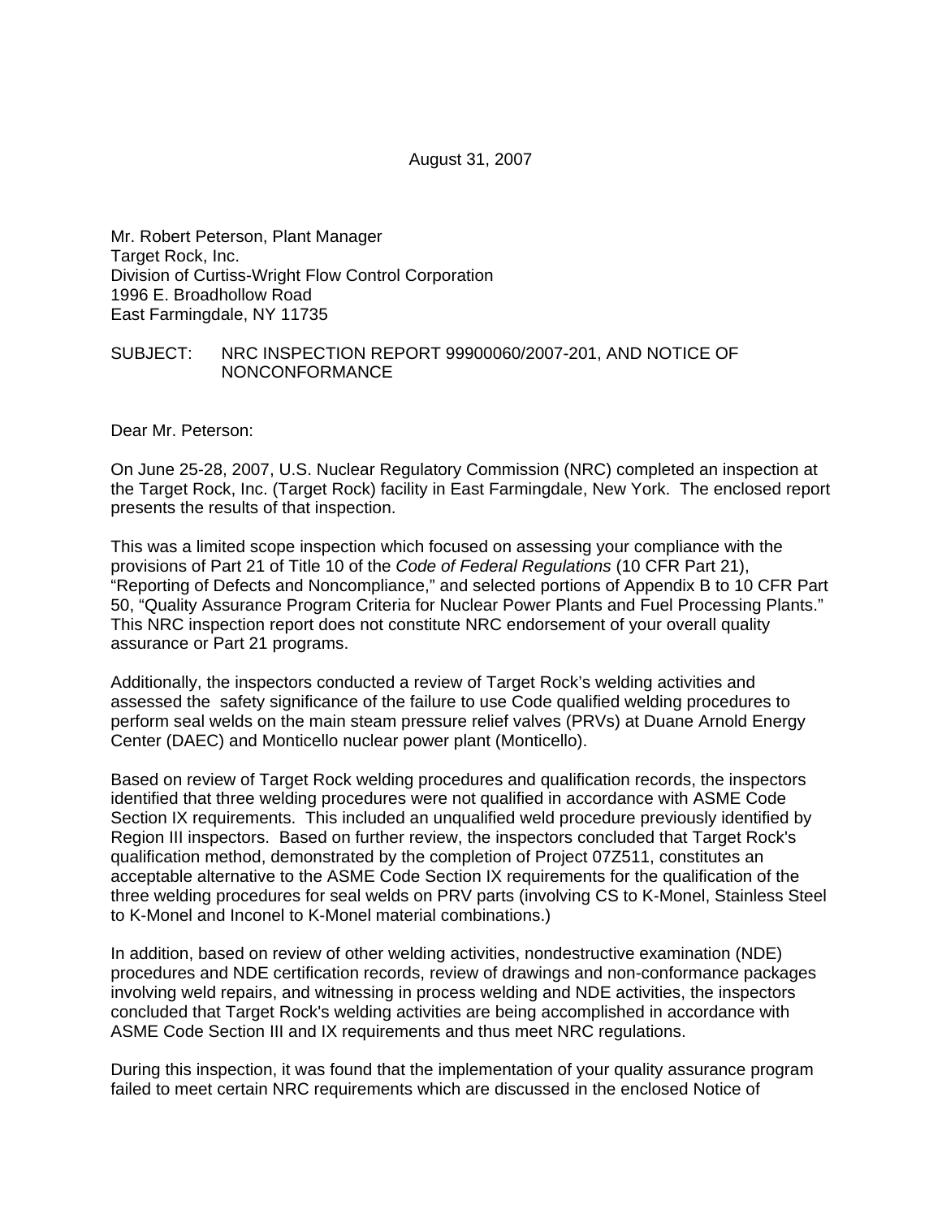August 31, 2007

Mr. Robert Peterson, Plant Manager
Target Rock, Inc.
Division of Curtiss-Wright Flow Control Corporation
1996 E. Broadhollow Road
East Farmingdale, NY 11735

SUBJECT: NRC INSPECTION REPORT 99900060/2007-201, AND NOTICE OF NONCONFORMANCE

Dear Mr. Peterson:

On June 25-28, 2007, U.S. Nuclear Regulatory Commission (NRC) completed an inspection at the Target Rock, Inc. (Target Rock) facility in East Farmingdale, New York. The enclosed report presents the results of that inspection.

This was a limited scope inspection which focused on assessing your compliance with the provisions of Part 21 of Title 10 of the *Code of Federal Regulations* (10 CFR Part 21), "Reporting of Defects and Noncompliance," and selected portions of Appendix B to 10 CFR Part 50, "Quality Assurance Program Criteria for Nuclear Power Plants and Fuel Processing Plants." This NRC inspection report does not constitute NRC endorsement of your overall quality assurance or Part 21 programs.

Additionally, the inspectors conducted a review of Target Rock's welding activities and assessed the safety significance of the failure to use Code qualified welding procedures to perform seal welds on the main steam pressure relief valves (PRVs) at Duane Arnold Energy Center (DAEC) and Monticello nuclear power plant (Monticello).

Based on review of Target Rock welding procedures and qualification records, the inspectors identified that three welding procedures were not qualified in accordance with ASME Code Section IX requirements. This included an unqualified weld procedure previously identified by Region III inspectors. Based on further review, the inspectors concluded that Target Rock's qualification method, demonstrated by the completion of Project 07Z511, constitutes an acceptable alternative to the ASME Code Section IX requirements for the qualification of the three welding procedures for seal welds on PRV parts (involving CS to K-Monel, Stainless Steel to K-Monel and Inconel to K-Monel material combinations.)

In addition, based on review of other welding activities, nondestructive examination (NDE) procedures and NDE certification records, review of drawings and non-conformance packages involving weld repairs, and witnessing in process welding and NDE activities, the inspectors concluded that Target Rock's welding activities are being accomplished in accordance with ASME Code Section III and IX requirements and thus meet NRC regulations.

During this inspection, it was found that the implementation of your quality assurance program failed to meet certain NRC requirements which are discussed in the enclosed Notice of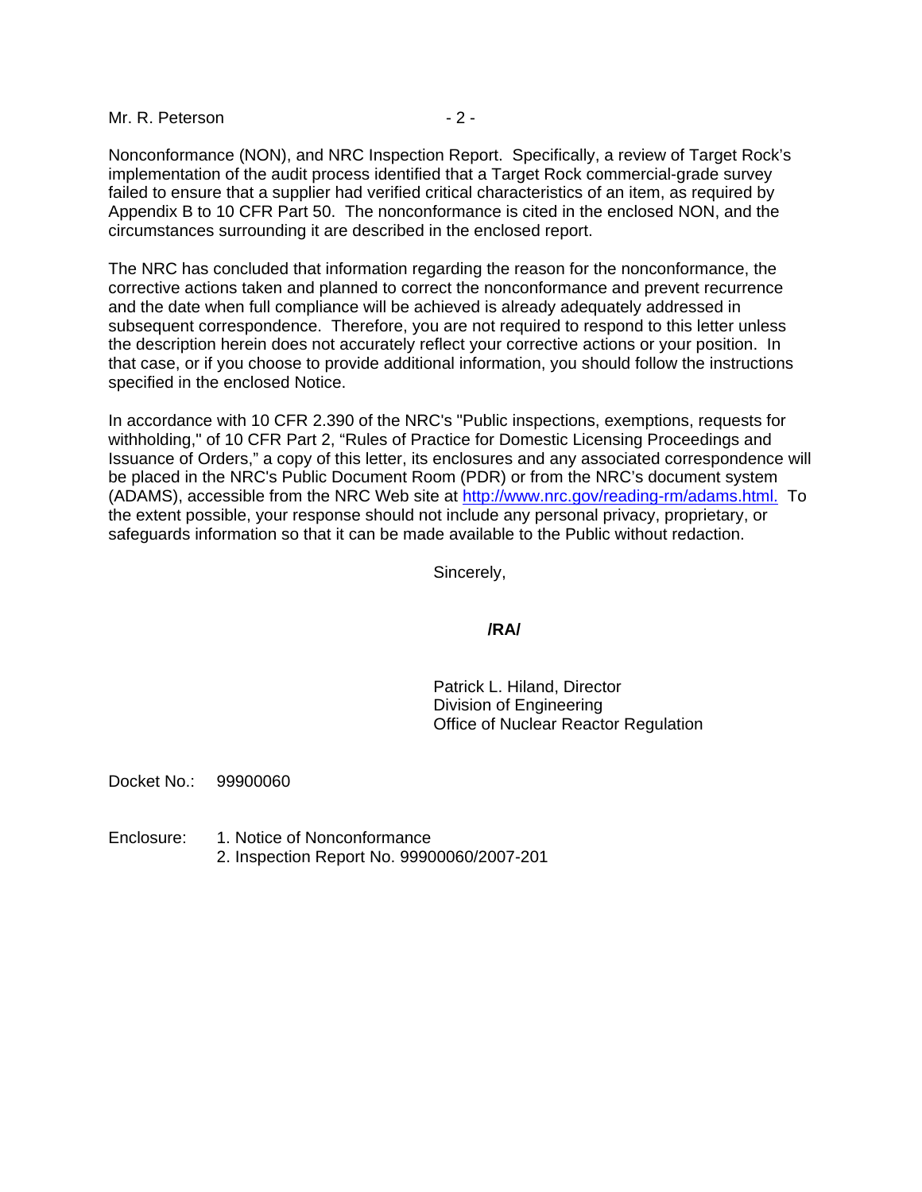Nonconformance (NON), and NRC Inspection Report. Specifically, a review of Target Rock's implementation of the audit process identified that a Target Rock commercial-grade survey failed to ensure that a supplier had verified critical characteristics of an item, as required by Appendix B to 10 CFR Part 50. The nonconformance is cited in the enclosed NON, and the circumstances surrounding it are described in the enclosed report.

The NRC has concluded that information regarding the reason for the nonconformance, the corrective actions taken and planned to correct the nonconformance and prevent recurrence and the date when full compliance will be achieved is already adequately addressed in subsequent correspondence. Therefore, you are not required to respond to this letter unless the description herein does not accurately reflect your corrective actions or your position. In that case, or if you choose to provide additional information, you should follow the instructions specified in the enclosed Notice.

In accordance with 10 CFR 2.390 of the NRC's "Public inspections, exemptions, requests for withholding," of 10 CFR Part 2, "Rules of Practice for Domestic Licensing Proceedings and Issuance of Orders," a copy of this letter, its enclosures and any associated correspondence will be placed in the NRC's Public Document Room (PDR) or from the NRC's document system (ADAMS), accessible from the NRC Web site at http://www.nrc.gov/reading-rm/adams.html. To the extent possible, your response should not include any personal privacy, proprietary, or safeguards information so that it can be made available to the Public without redaction.

Sincerely,

**/RA/**

Patrick L. Hiland, Director
Division of Engineering
Office of Nuclear Reactor Regulation

Docket No.: 99900060

Enclosure:
1. Notice of Nonconformance
2. Inspection Report No. 99900060/2007-201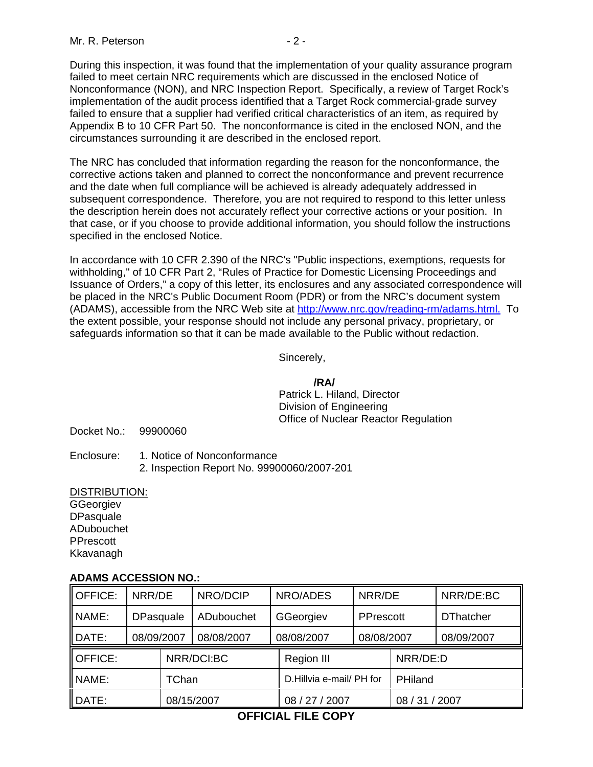During this inspection, it was found that the implementation of your quality assurance program failed to meet certain NRC requirements which are discussed in the enclosed Notice of Nonconformance (NON), and NRC Inspection Report. Specifically, a review of Target Rock's implementation of the audit process identified that a Target Rock commercial-grade survey failed to ensure that a supplier had verified critical characteristics of an item, as required by Appendix B to 10 CFR Part 50. The nonconformance is cited in the enclosed NON, and the circumstances surrounding it are described in the enclosed report.

The NRC has concluded that information regarding the reason for the nonconformance, the corrective actions taken and planned to correct the nonconformance and prevent recurrence and the date when full compliance will be achieved is already adequately addressed in subsequent correspondence. Therefore, you are not required to respond to this letter unless the description herein does not accurately reflect your corrective actions or your position. In that case, or if you choose to provide additional information, you should follow the instructions specified in the enclosed Notice.

In accordance with 10 CFR 2.390 of the NRC's "Public inspections, exemptions, requests for withholding," of 10 CFR Part 2, "Rules of Practice for Domestic Licensing Proceedings and Issuance of Orders," a copy of this letter, its enclosures and any associated correspondence will be placed in the NRC's Public Document Room (PDR) or from the NRC's document system (ADAMS), accessible from the NRC Web site at http://www.nrc.gov/reading-rm/adams.html. To the extent possible, your response should not include any personal privacy, proprietary, or safeguards information so that it can be made available to the Public without redaction.

Sincerely,

**/RA/**
Patrick L. Hiland, Director
Division of Engineering
Office of Nuclear Reactor Regulation

Docket No.: 99900060

Enclosure: 1. Notice of Nonconformance
2. Inspection Report No. 99900060/2007-201

DISTRIBUTION:
GGeorgiev
DPasquale
ADubouchet
PPrescott
Kkavanagh

**ADAMS ACCESSION NO.:**

| OFFICE: | NRR/DE | NRO/DCIP | NRO/ADES | NRR/DE | NRR/DE:BC |
|---|---|---|---|---|---|
| NAME: | DPasquale | ADubouchet | GGeorgiev | PPrescott | DThatcher |
| DATE: | 08/09/2007 | 08/08/2007 | 08/08/2007 | 08/08/2007 | 08/09/2007 |

| OFFICE: | NRR/DCI:BC | Region III | NRR/DE:D |
|---|---|---|---|
| NAME: | TChan | D.Hillvia e-mail/ PH for | PHiland |
| DATE: | 08/15/2007 | 08 / 27 / 2007 | 08 / 31 / 2007 |

**OFFICIAL FILE COPY**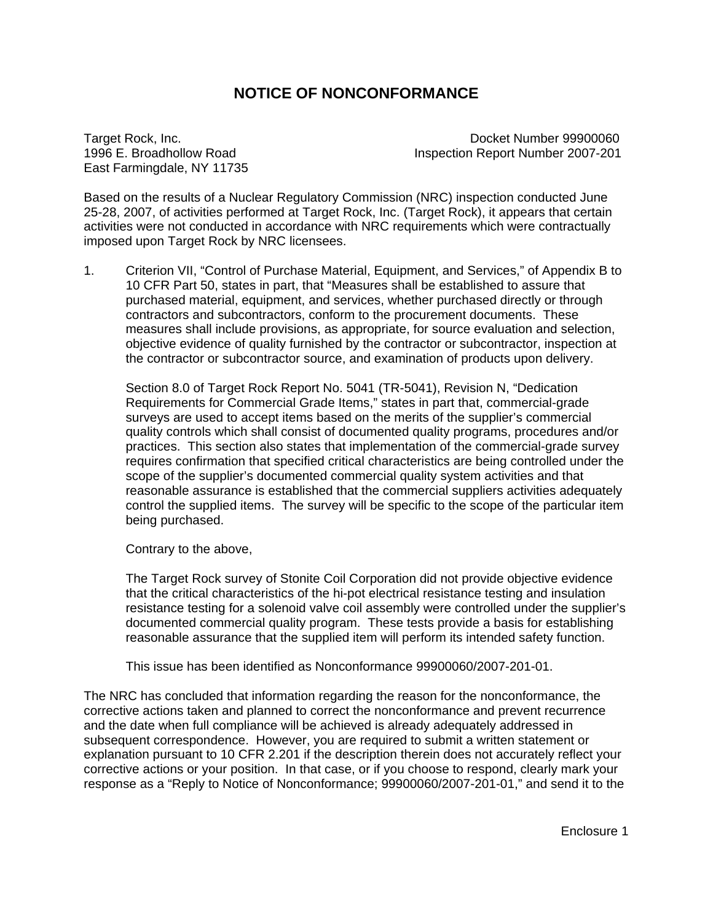# NOTICE OF NONCONFORMANCE

Target Rock, Inc.
1996 E. Broadhollow Road
East Farmingdale, NY 11735

Docket Number 99900060
Inspection Report Number 2007-201

Based on the results of a Nuclear Regulatory Commission (NRC) inspection conducted June 25-28, 2007, of activities performed at Target Rock, Inc. (Target Rock), it appears that certain activities were not conducted in accordance with NRC requirements which were contractually imposed upon Target Rock by NRC licensees.

1. Criterion VII, "Control of Purchase Material, Equipment, and Services," of Appendix B to 10 CFR Part 50, states in part, that "Measures shall be established to assure that purchased material, equipment, and services, whether purchased directly or through contractors and subcontractors, conform to the procurement documents. These measures shall include provisions, as appropriate, for source evaluation and selection, objective evidence of quality furnished by the contractor or subcontractor, inspection at the contractor or subcontractor source, and examination of products upon delivery.

   Section 8.0 of Target Rock Report No. 5041 (TR-5041), Revision N, "Dedication Requirements for Commercial Grade Items," states in part that, commercial-grade surveys are used to accept items based on the merits of the supplier's commercial quality controls which shall consist of documented quality programs, procedures and/or practices. This section also states that implementation of the commercial-grade survey requires confirmation that specified critical characteristics are being controlled under the scope of the supplier's documented commercial quality system activities and that reasonable assurance is established that the commercial suppliers activities adequately control the supplied items. The survey will be specific to the scope of the particular item being purchased.

   Contrary to the above,

   The Target Rock survey of Stonite Coil Corporation did not provide objective evidence that the critical characteristics of the hi-pot electrical resistance testing and insulation resistance testing for a solenoid valve coil assembly were controlled under the supplier's documented commercial quality program. These tests provide a basis for establishing reasonable assurance that the supplied item will perform its intended safety function.

   This issue has been identified as Nonconformance 99900060/2007-201-01.

The NRC has concluded that information regarding the reason for the nonconformance, the corrective actions taken and planned to correct the nonconformance and prevent recurrence and the date when full compliance will be achieved is already adequately addressed in subsequent correspondence. However, you are required to submit a written statement or explanation pursuant to 10 CFR 2.201 if the description therein does not accurately reflect your corrective actions or your position. In that case, or if you choose to respond, clearly mark your response as a "Reply to Notice of Nonconformance; 99900060/2007-201-01," and send it to the

Enclosure 1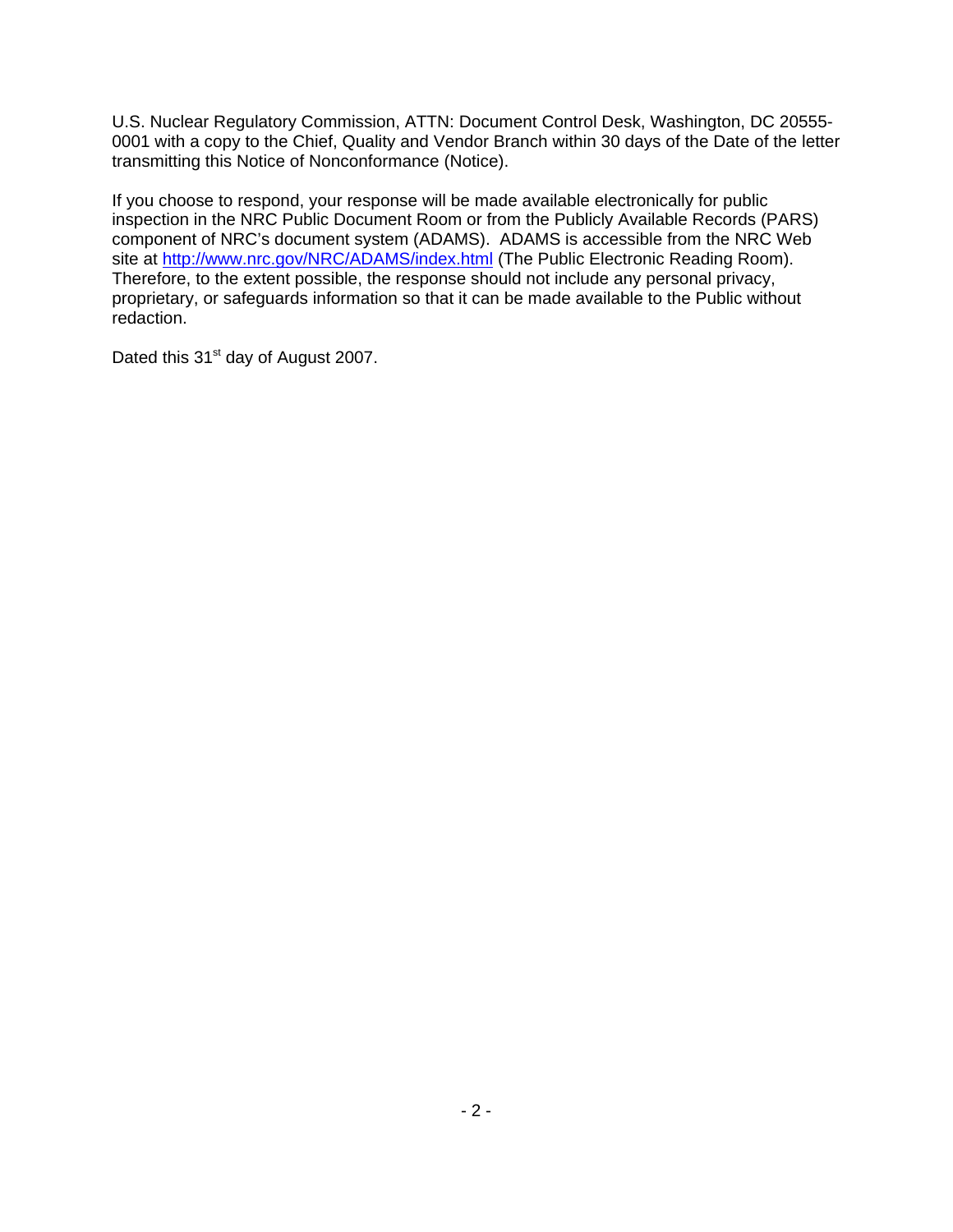U.S. Nuclear Regulatory Commission, ATTN: Document Control Desk, Washington, DC 20555-0001 with a copy to the Chief, Quality and Vendor Branch within 30 days of the Date of the letter transmitting this Notice of Nonconformance (Notice).

If you choose to respond, your response will be made available electronically for public inspection in the NRC Public Document Room or from the Publicly Available Records (PARS) component of NRC's document system (ADAMS). ADAMS is accessible from the NRC Web site at http://www.nrc.gov/NRC/ADAMS/index.html (The Public Electronic Reading Room). Therefore, to the extent possible, the response should not include any personal privacy, proprietary, or safeguards information so that it can be made available to the Public without redaction.

Dated this 31st day of August 2007.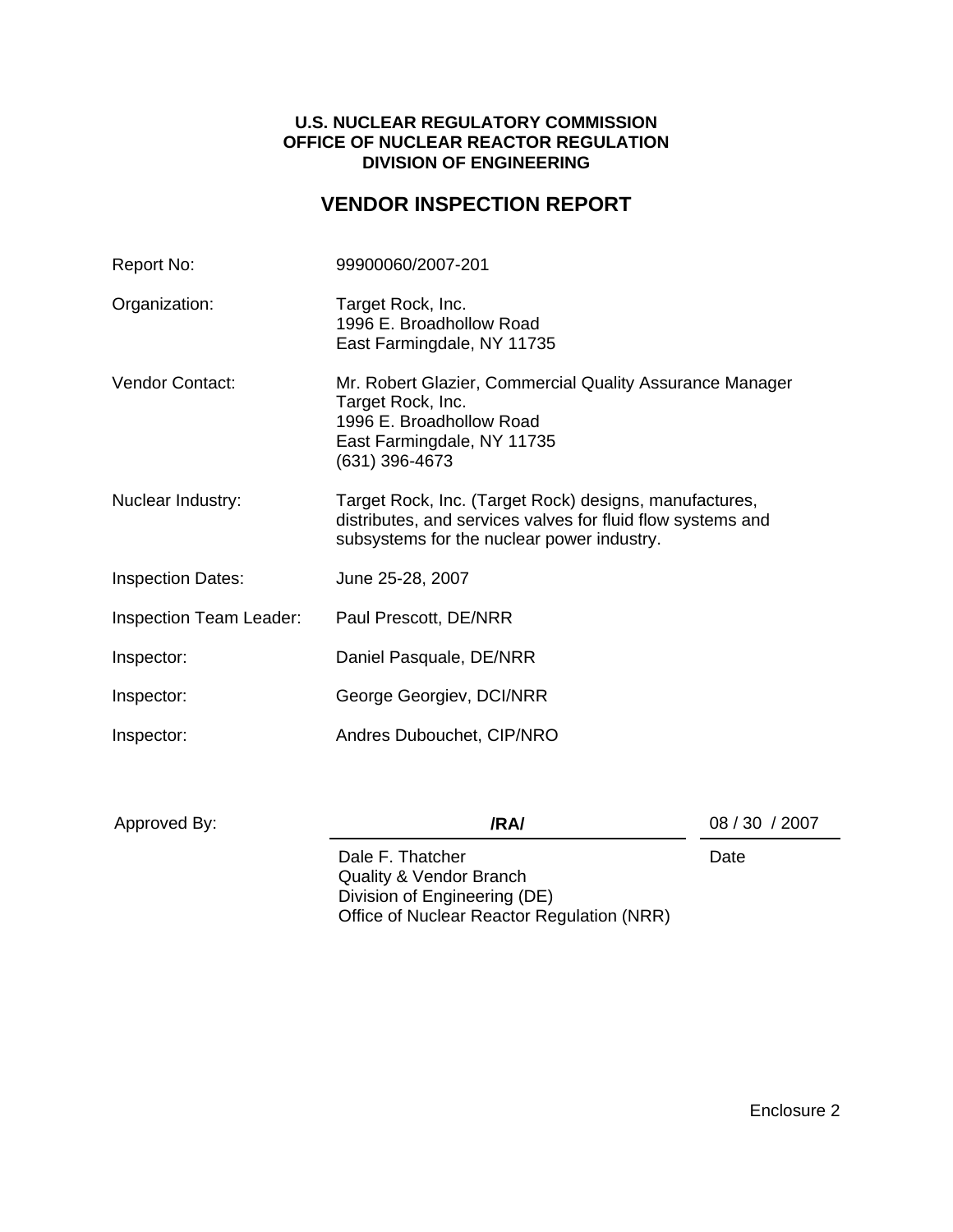**U.S. NUCLEAR REGULATORY COMMISSION**
**OFFICE OF NUCLEAR REACTOR REGULATION**
**DIVISION OF ENGINEERING**

# VENDOR INSPECTION REPORT

| | |
|---|---|
| Report No: | 99900060/2007-201 |
| Organization: | Target Rock, Inc.<br>1996 E. Broadhollow Road<br>East Farmingdale, NY 11735 |
| Vendor Contact: | Mr. Robert Glazier, Commercial Quality Assurance Manager<br>Target Rock, Inc.<br>1996 E. Broadhollow Road<br>East Farmingdale, NY 11735<br>(631) 396-4673 |
| Nuclear Industry: | Target Rock, Inc. (Target Rock) designs, manufactures, distributes, and services valves for fluid flow systems and subsystems for the nuclear power industry. |
| Inspection Dates: | June 25-28, 2007 |
| Inspection Team Leader: | Paul Prescott, DE/NRR |
| Inspector: | Daniel Pasquale, DE/NRR |
| Inspector: | George Georgiev, DCI/NRR |
| Inspector: | Andres Dubouchet, CIP/NRO |

| | | |
|---|---|---|
| Approved By: | **/RA/** | 08 / 30 / 2007 |
| | Dale F. Thatcher<br>Quality & Vendor Branch<br>Division of Engineering (DE)<br>Office of Nuclear Reactor Regulation (NRR) | Date |

Enclosure 2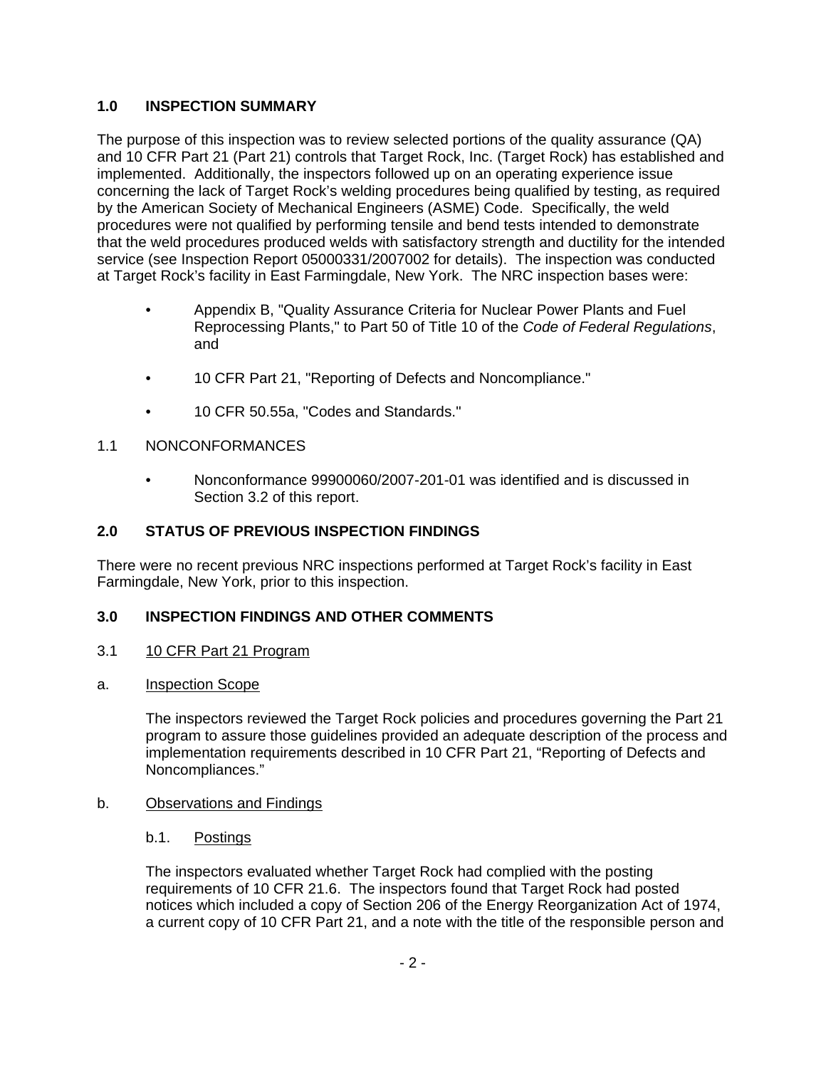## 1.0 INSPECTION SUMMARY

The purpose of this inspection was to review selected portions of the quality assurance (QA) and 10 CFR Part 21 (Part 21) controls that Target Rock, Inc. (Target Rock) has established and implemented. Additionally, the inspectors followed up on an operating experience issue concerning the lack of Target Rock's welding procedures being qualified by testing, as required by the American Society of Mechanical Engineers (ASME) Code. Specifically, the weld procedures were not qualified by performing tensile and bend tests intended to demonstrate that the weld procedures produced welds with satisfactory strength and ductility for the intended service (see Inspection Report 05000331/2007002 for details). The inspection was conducted at Target Rock's facility in East Farmingdale, New York. The NRC inspection bases were:

- Appendix B, "Quality Assurance Criteria for Nuclear Power Plants and Fuel Reprocessing Plants," to Part 50 of Title 10 of the *Code of Federal Regulations*, and
- 10 CFR Part 21, "Reporting of Defects and Noncompliance."
- 10 CFR 50.55a, "Codes and Standards."

### 1.1 NONCONFORMANCES

- Nonconformance 99900060/2007-201-01 was identified and is discussed in Section 3.2 of this report.

## 2.0 STATUS OF PREVIOUS INSPECTION FINDINGS

There were no recent previous NRC inspections performed at Target Rock's facility in East Farmingdale, New York, prior to this inspection.

## 3.0 INSPECTION FINDINGS AND OTHER COMMENTS

### 3.1 10 CFR Part 21 Program

a. Inspection Scope

The inspectors reviewed the Target Rock policies and procedures governing the Part 21 program to assure those guidelines provided an adequate description of the process and implementation requirements described in 10 CFR Part 21, "Reporting of Defects and Noncompliances."

b. Observations and Findings

b.1. Postings

The inspectors evaluated whether Target Rock had complied with the posting requirements of 10 CFR 21.6. The inspectors found that Target Rock had posted notices which included a copy of Section 206 of the Energy Reorganization Act of 1974, a current copy of 10 CFR Part 21, and a note with the title of the responsible person and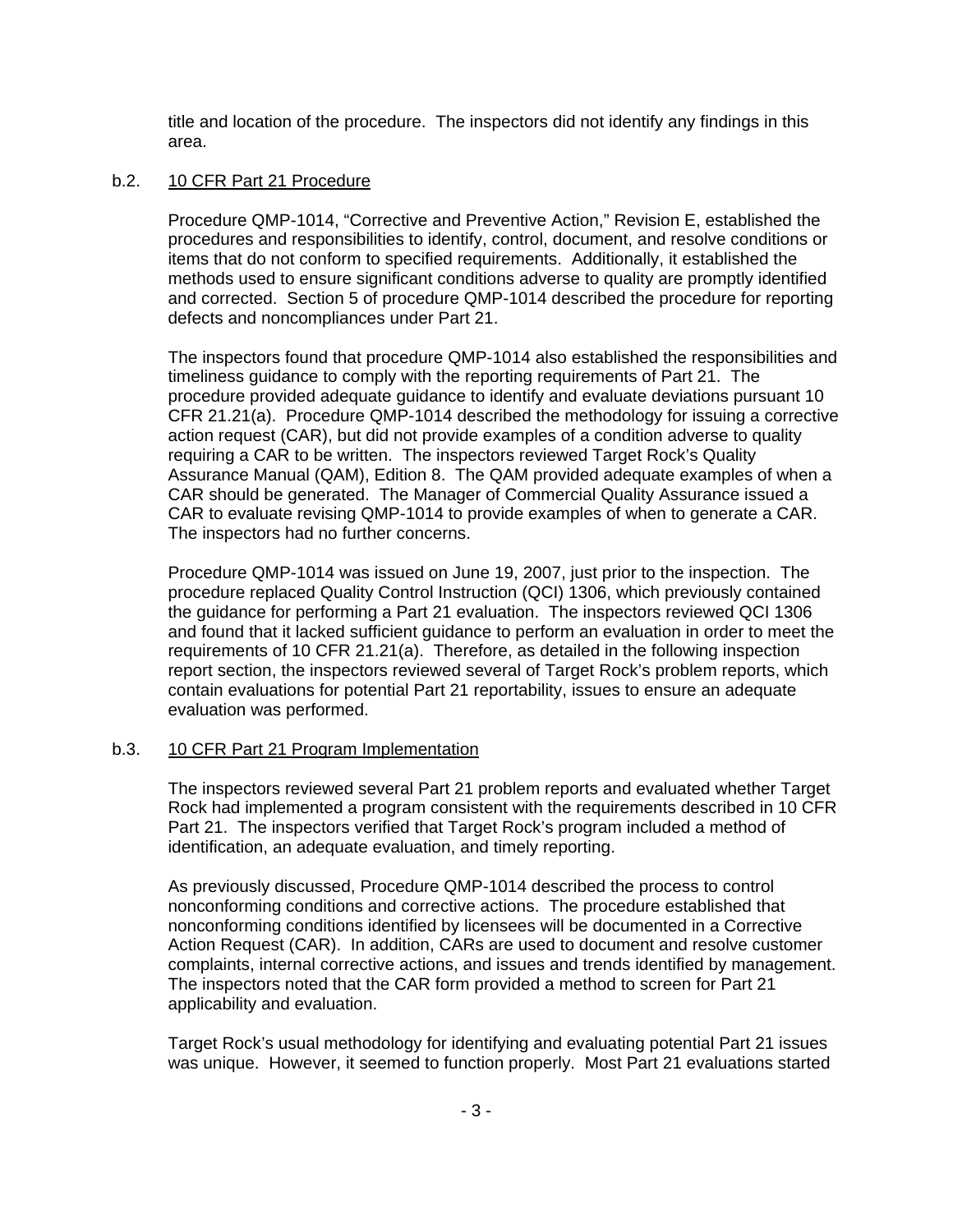title and location of the procedure. The inspectors did not identify any findings in this area.

b.2. 10 CFR Part 21 Procedure

Procedure QMP-1014, "Corrective and Preventive Action," Revision E, established the procedures and responsibilities to identify, control, document, and resolve conditions or items that do not conform to specified requirements. Additionally, it established the methods used to ensure significant conditions adverse to quality are promptly identified and corrected. Section 5 of procedure QMP-1014 described the procedure for reporting defects and noncompliances under Part 21.

The inspectors found that procedure QMP-1014 also established the responsibilities and timeliness guidance to comply with the reporting requirements of Part 21. The procedure provided adequate guidance to identify and evaluate deviations pursuant 10 CFR 21.21(a). Procedure QMP-1014 described the methodology for issuing a corrective action request (CAR), but did not provide examples of a condition adverse to quality requiring a CAR to be written. The inspectors reviewed Target Rock's Quality Assurance Manual (QAM), Edition 8. The QAM provided adequate examples of when a CAR should be generated. The Manager of Commercial Quality Assurance issued a CAR to evaluate revising QMP-1014 to provide examples of when to generate a CAR. The inspectors had no further concerns.

Procedure QMP-1014 was issued on June 19, 2007, just prior to the inspection. The procedure replaced Quality Control Instruction (QCI) 1306, which previously contained the guidance for performing a Part 21 evaluation. The inspectors reviewed QCI 1306 and found that it lacked sufficient guidance to perform an evaluation in order to meet the requirements of 10 CFR 21.21(a). Therefore, as detailed in the following inspection report section, the inspectors reviewed several of Target Rock's problem reports, which contain evaluations for potential Part 21 reportability, issues to ensure an adequate evaluation was performed.

b.3. 10 CFR Part 21 Program Implementation

The inspectors reviewed several Part 21 problem reports and evaluated whether Target Rock had implemented a program consistent with the requirements described in 10 CFR Part 21. The inspectors verified that Target Rock's program included a method of identification, an adequate evaluation, and timely reporting.

As previously discussed, Procedure QMP-1014 described the process to control nonconforming conditions and corrective actions. The procedure established that nonconforming conditions identified by licensees will be documented in a Corrective Action Request (CAR). In addition, CARs are used to document and resolve customer complaints, internal corrective actions, and issues and trends identified by management. The inspectors noted that the CAR form provided a method to screen for Part 21 applicability and evaluation.

Target Rock's usual methodology for identifying and evaluating potential Part 21 issues was unique. However, it seemed to function properly. Most Part 21 evaluations started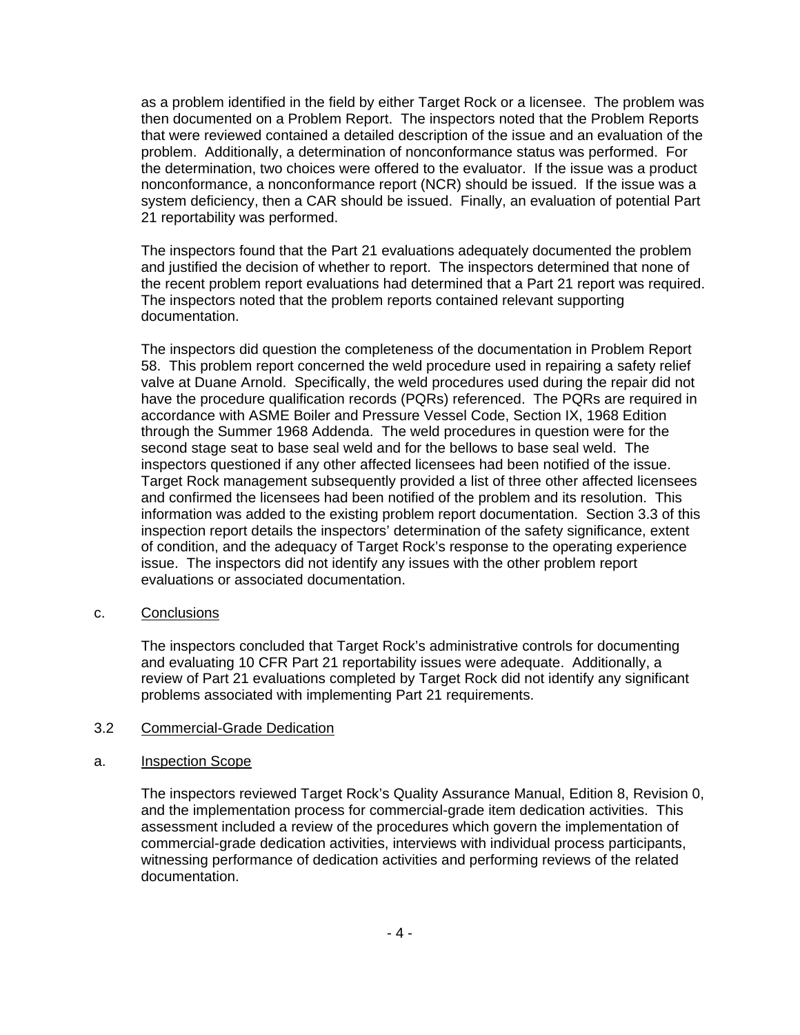as a problem identified in the field by either Target Rock or a licensee. The problem was then documented on a Problem Report. The inspectors noted that the Problem Reports that were reviewed contained a detailed description of the issue and an evaluation of the problem. Additionally, a determination of nonconformance status was performed. For the determination, two choices were offered to the evaluator. If the issue was a product nonconformance, a nonconformance report (NCR) should be issued. If the issue was a system deficiency, then a CAR should be issued. Finally, an evaluation of potential Part 21 reportability was performed.

The inspectors found that the Part 21 evaluations adequately documented the problem and justified the decision of whether to report. The inspectors determined that none of the recent problem report evaluations had determined that a Part 21 report was required. The inspectors noted that the problem reports contained relevant supporting documentation.

The inspectors did question the completeness of the documentation in Problem Report 58. This problem report concerned the weld procedure used in repairing a safety relief valve at Duane Arnold. Specifically, the weld procedures used during the repair did not have the procedure qualification records (PQRs) referenced. The PQRs are required in accordance with ASME Boiler and Pressure Vessel Code, Section IX, 1968 Edition through the Summer 1968 Addenda. The weld procedures in question were for the second stage seat to base seal weld and for the bellows to base seal weld. The inspectors questioned if any other affected licensees had been notified of the issue. Target Rock management subsequently provided a list of three other affected licensees and confirmed the licensees had been notified of the problem and its resolution. This information was added to the existing problem report documentation. Section 3.3 of this inspection report details the inspectors' determination of the safety significance, extent of condition, and the adequacy of Target Rock's response to the operating experience issue. The inspectors did not identify any issues with the other problem report evaluations or associated documentation.

c. Conclusions

The inspectors concluded that Target Rock's administrative controls for documenting and evaluating 10 CFR Part 21 reportability issues were adequate. Additionally, a review of Part 21 evaluations completed by Target Rock did not identify any significant problems associated with implementing Part 21 requirements.

## 3.2 Commercial-Grade Dedication

a. Inspection Scope

The inspectors reviewed Target Rock's Quality Assurance Manual, Edition 8, Revision 0, and the implementation process for commercial-grade item dedication activities. This assessment included a review of the procedures which govern the implementation of commercial-grade dedication activities, interviews with individual process participants, witnessing performance of dedication activities and performing reviews of the related documentation.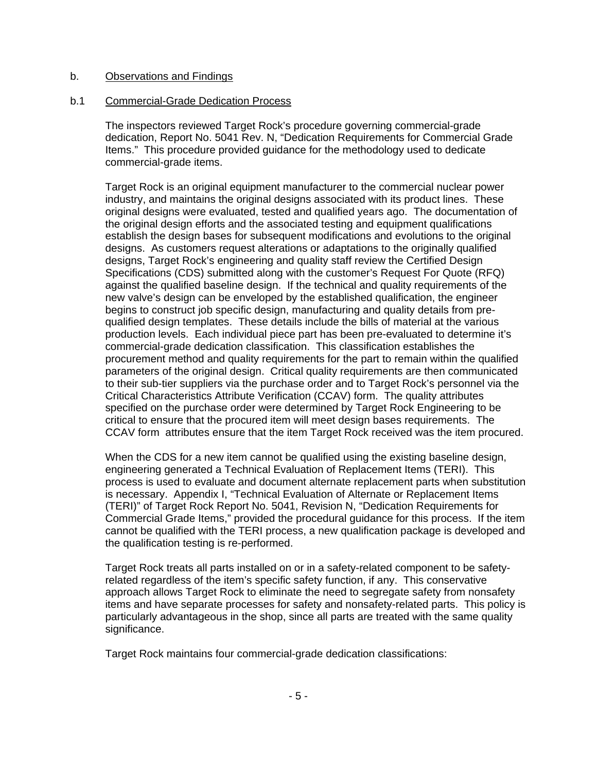b. Observations and Findings

b.1 Commercial-Grade Dedication Process

The inspectors reviewed Target Rock's procedure governing commercial-grade dedication, Report No. 5041 Rev. N, "Dedication Requirements for Commercial Grade Items." This procedure provided guidance for the methodology used to dedicate commercial-grade items.

Target Rock is an original equipment manufacturer to the commercial nuclear power industry, and maintains the original designs associated with its product lines. These original designs were evaluated, tested and qualified years ago. The documentation of the original design efforts and the associated testing and equipment qualifications establish the design bases for subsequent modifications and evolutions to the original designs. As customers request alterations or adaptations to the originally qualified designs, Target Rock's engineering and quality staff review the Certified Design Specifications (CDS) submitted along with the customer's Request For Quote (RFQ) against the qualified baseline design. If the technical and quality requirements of the new valve's design can be enveloped by the established qualification, the engineer begins to construct job specific design, manufacturing and quality details from pre-qualified design templates. These details include the bills of material at the various production levels. Each individual piece part has been pre-evaluated to determine it's commercial-grade dedication classification. This classification establishes the procurement method and quality requirements for the part to remain within the qualified parameters of the original design. Critical quality requirements are then communicated to their sub-tier suppliers via the purchase order and to Target Rock's personnel via the Critical Characteristics Attribute Verification (CCAV) form. The quality attributes specified on the purchase order were determined by Target Rock Engineering to be critical to ensure that the procured item will meet design bases requirements. The CCAV form attributes ensure that the item Target Rock received was the item procured.

When the CDS for a new item cannot be qualified using the existing baseline design, engineering generated a Technical Evaluation of Replacement Items (TERI). This process is used to evaluate and document alternate replacement parts when substitution is necessary. Appendix I, "Technical Evaluation of Alternate or Replacement Items (TERI)" of Target Rock Report No. 5041, Revision N, "Dedication Requirements for Commercial Grade Items," provided the procedural guidance for this process. If the item cannot be qualified with the TERI process, a new qualification package is developed and the qualification testing is re-performed.

Target Rock treats all parts installed on or in a safety-related component to be safety-related regardless of the item's specific safety function, if any. This conservative approach allows Target Rock to eliminate the need to segregate safety from nonsafety items and have separate processes for safety and nonsafety-related parts. This policy is particularly advantageous in the shop, since all parts are treated with the same quality significance.

Target Rock maintains four commercial-grade dedication classifications: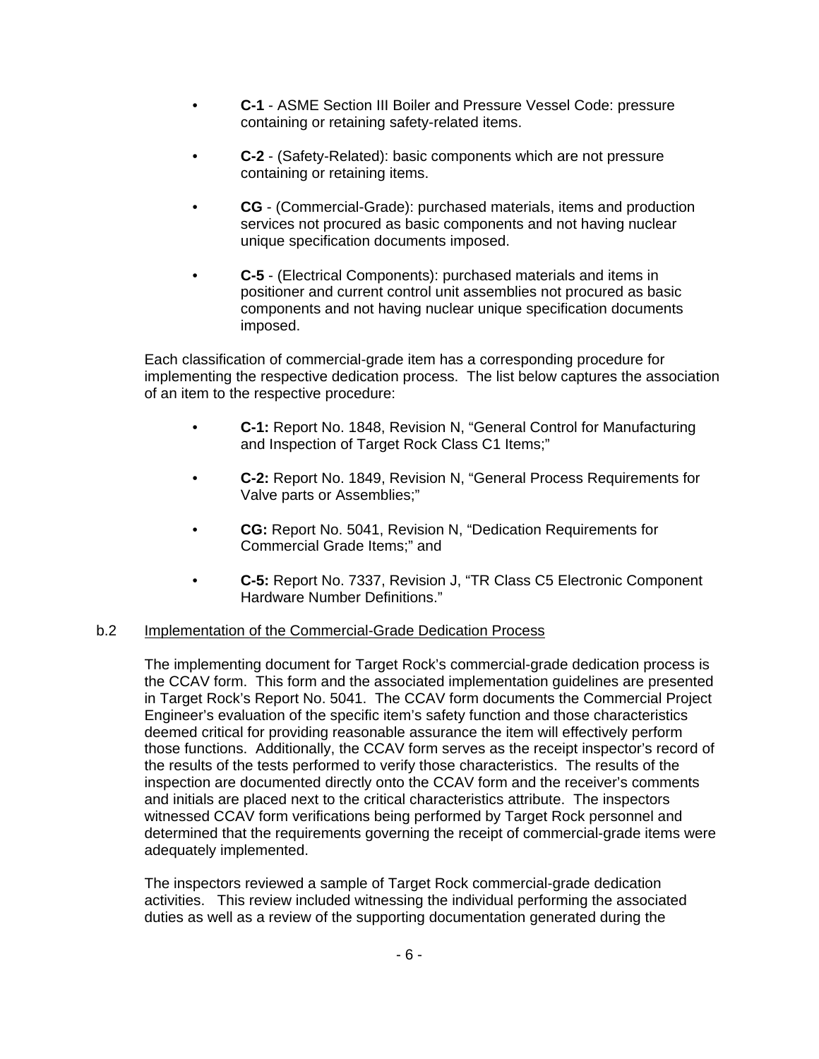- **C-1** - ASME Section III Boiler and Pressure Vessel Code: pressure containing or retaining safety-related items.
- **C-2** - (Safety-Related): basic components which are not pressure containing or retaining items.
- **CG** - (Commercial-Grade): purchased materials, items and production services not procured as basic components and not having nuclear unique specification documents imposed.
- **C-5** - (Electrical Components): purchased materials and items in positioner and current control unit assemblies not procured as basic components and not having nuclear unique specification documents imposed.

Each classification of commercial-grade item has a corresponding procedure for implementing the respective dedication process. The list below captures the association of an item to the respective procedure:

- **C-1:** Report No. 1848, Revision N, "General Control for Manufacturing and Inspection of Target Rock Class C1 Items;"
- **C-2:** Report No. 1849, Revision N, "General Process Requirements for Valve parts or Assemblies;"
- **CG:** Report No. 5041, Revision N, "Dedication Requirements for Commercial Grade Items;" and
- **C-5:** Report No. 7337, Revision J, "TR Class C5 Electronic Component Hardware Number Definitions."

b.2 Implementation of the Commercial-Grade Dedication Process

The implementing document for Target Rock's commercial-grade dedication process is the CCAV form. This form and the associated implementation guidelines are presented in Target Rock's Report No. 5041. The CCAV form documents the Commercial Project Engineer's evaluation of the specific item's safety function and those characteristics deemed critical for providing reasonable assurance the item will effectively perform those functions. Additionally, the CCAV form serves as the receipt inspector's record of the results of the tests performed to verify those characteristics. The results of the inspection are documented directly onto the CCAV form and the receiver's comments and initials are placed next to the critical characteristics attribute. The inspectors witnessed CCAV form verifications being performed by Target Rock personnel and determined that the requirements governing the receipt of commercial-grade items were adequately implemented.

The inspectors reviewed a sample of Target Rock commercial-grade dedication activities. This review included witnessing the individual performing the associated duties as well as a review of the supporting documentation generated during the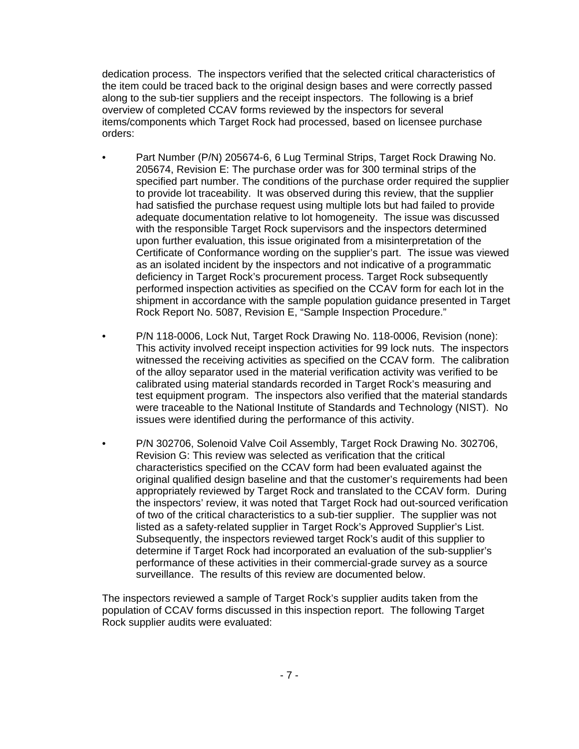dedication process. The inspectors verified that the selected critical characteristics of the item could be traced back to the original design bases and were correctly passed along to the sub-tier suppliers and the receipt inspectors. The following is a brief overview of completed CCAV forms reviewed by the inspectors for several items/components which Target Rock had processed, based on licensee purchase orders:

- Part Number (P/N) 205674-6, 6 Lug Terminal Strips, Target Rock Drawing No. 205674, Revision E: The purchase order was for 300 terminal strips of the specified part number. The conditions of the purchase order required the supplier to provide lot traceability. It was observed during this review, that the supplier had satisfied the purchase request using multiple lots but had failed to provide adequate documentation relative to lot homogeneity. The issue was discussed with the responsible Target Rock supervisors and the inspectors determined upon further evaluation, this issue originated from a misinterpretation of the Certificate of Conformance wording on the supplier's part. The issue was viewed as an isolated incident by the inspectors and not indicative of a programmatic deficiency in Target Rock's procurement process. Target Rock subsequently performed inspection activities as specified on the CCAV form for each lot in the shipment in accordance with the sample population guidance presented in Target Rock Report No. 5087, Revision E, "Sample Inspection Procedure."

- P/N 118-0006, Lock Nut, Target Rock Drawing No. 118-0006, Revision (none): This activity involved receipt inspection activities for 99 lock nuts. The inspectors witnessed the receiving activities as specified on the CCAV form. The calibration of the alloy separator used in the material verification activity was verified to be calibrated using material standards recorded in Target Rock's measuring and test equipment program. The inspectors also verified that the material standards were traceable to the National Institute of Standards and Technology (NIST). No issues were identified during the performance of this activity.

- P/N 302706, Solenoid Valve Coil Assembly, Target Rock Drawing No. 302706, Revision G: This review was selected as verification that the critical characteristics specified on the CCAV form had been evaluated against the original qualified design baseline and that the customer's requirements had been appropriately reviewed by Target Rock and translated to the CCAV form. During the inspectors' review, it was noted that Target Rock had out-sourced verification of two of the critical characteristics to a sub-tier supplier. The supplier was not listed as a safety-related supplier in Target Rock's Approved Supplier's List. Subsequently, the inspectors reviewed target Rock's audit of this supplier to determine if Target Rock had incorporated an evaluation of the sub-supplier's performance of these activities in their commercial-grade survey as a source surveillance. The results of this review are documented below.

The inspectors reviewed a sample of Target Rock's supplier audits taken from the population of CCAV forms discussed in this inspection report. The following Target Rock supplier audits were evaluated: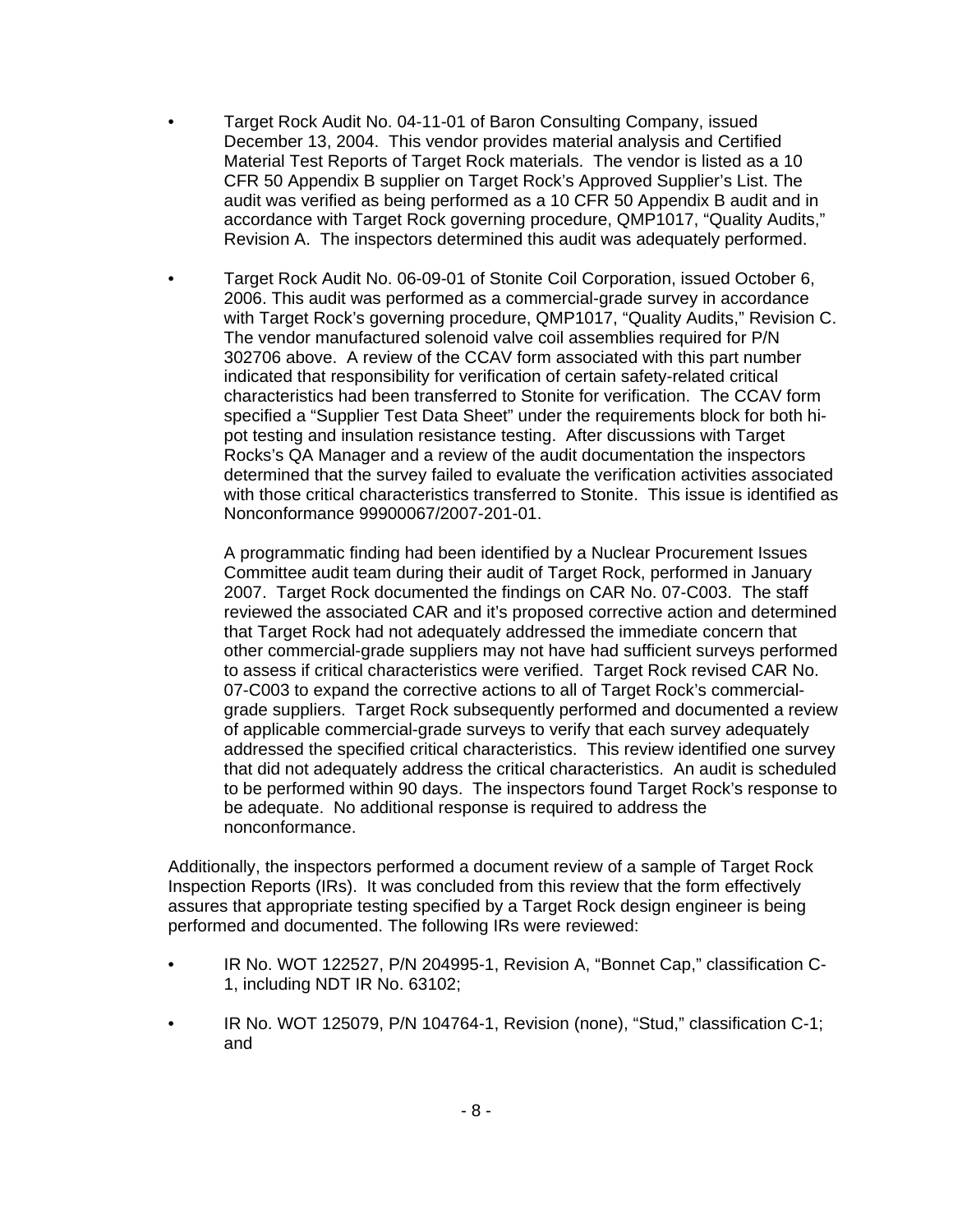- Target Rock Audit No. 04-11-01 of Baron Consulting Company, issued December 13, 2004. This vendor provides material analysis and Certified Material Test Reports of Target Rock materials. The vendor is listed as a 10 CFR 50 Appendix B supplier on Target Rock's Approved Supplier's List. The audit was verified as being performed as a 10 CFR 50 Appendix B audit and in accordance with Target Rock governing procedure, QMP1017, "Quality Audits," Revision A. The inspectors determined this audit was adequately performed.

- Target Rock Audit No. 06-09-01 of Stonite Coil Corporation, issued October 6, 2006. This audit was performed as a commercial-grade survey in accordance with Target Rock's governing procedure, QMP1017, "Quality Audits," Revision C. The vendor manufactured solenoid valve coil assemblies required for P/N 302706 above. A review of the CCAV form associated with this part number indicated that responsibility for verification of certain safety-related critical characteristics had been transferred to Stonite for verification. The CCAV form specified a "Supplier Test Data Sheet" under the requirements block for both hi-pot testing and insulation resistance testing. After discussions with Target Rocks's QA Manager and a review of the audit documentation the inspectors determined that the survey failed to evaluate the verification activities associated with those critical characteristics transferred to Stonite. This issue is identified as Nonconformance 99900067/2007-201-01.

  A programmatic finding had been identified by a Nuclear Procurement Issues Committee audit team during their audit of Target Rock, performed in January 2007. Target Rock documented the findings on CAR No. 07-C003. The staff reviewed the associated CAR and it's proposed corrective action and determined that Target Rock had not adequately addressed the immediate concern that other commercial-grade suppliers may not have had sufficient surveys performed to assess if critical characteristics were verified. Target Rock revised CAR No. 07-C003 to expand the corrective actions to all of Target Rock's commercial-grade suppliers. Target Rock subsequently performed and documented a review of applicable commercial-grade surveys to verify that each survey adequately addressed the specified critical characteristics. This review identified one survey that did not adequately address the critical characteristics. An audit is scheduled to be performed within 90 days. The inspectors found Target Rock's response to be adequate. No additional response is required to address the nonconformance.

Additionally, the inspectors performed a document review of a sample of Target Rock Inspection Reports (IRs). It was concluded from this review that the form effectively assures that appropriate testing specified by a Target Rock design engineer is being performed and documented. The following IRs were reviewed:

- IR No. WOT 122527, P/N 204995-1, Revision A, "Bonnet Cap," classification C-1, including NDT IR No. 63102;

- IR No. WOT 125079, P/N 104764-1, Revision (none), "Stud," classification C-1; and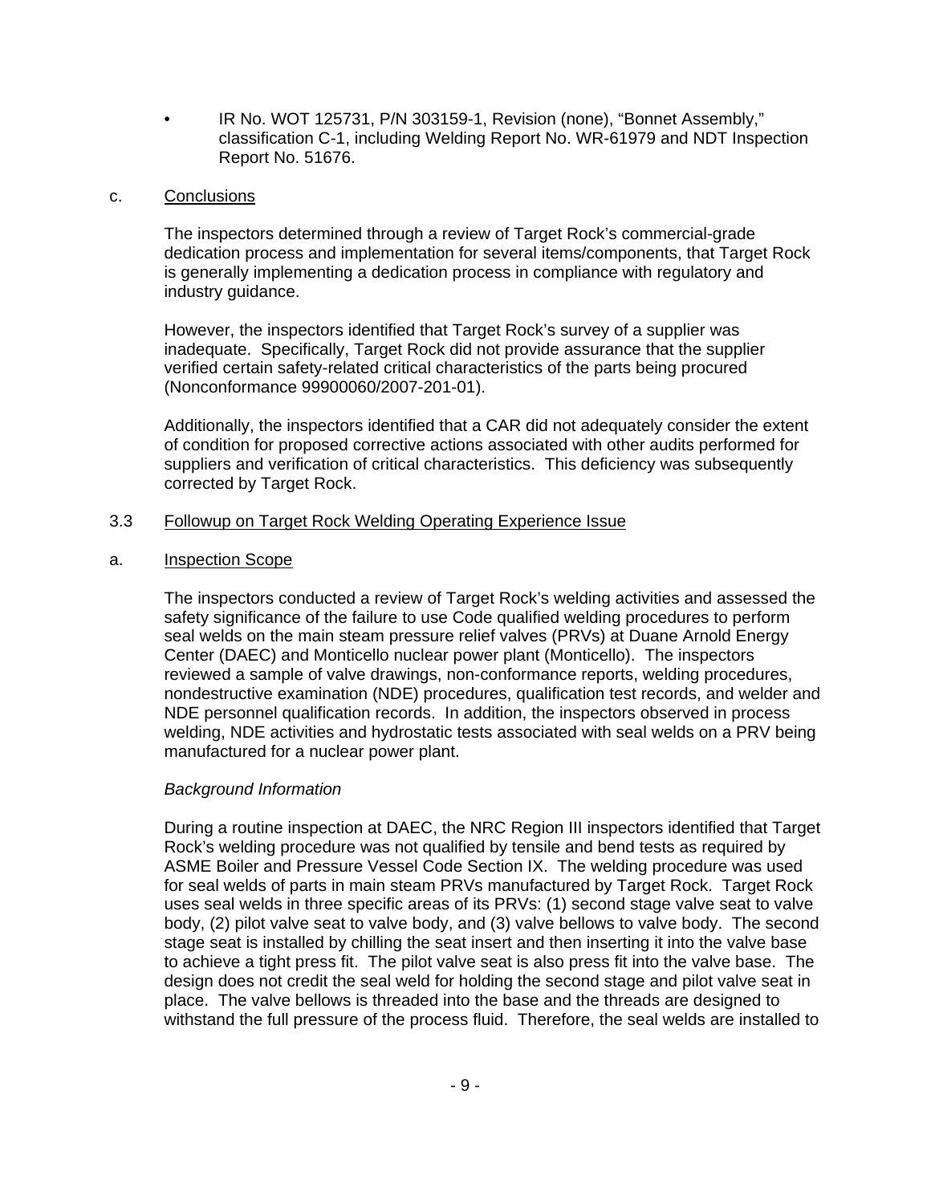- IR No. WOT 125731, P/N 303159-1, Revision (none), "Bonnet Assembly," classification C-1, including Welding Report No. WR-61979 and NDT Inspection Report No. 51676.

c. Conclusions

The inspectors determined through a review of Target Rock's commercial-grade dedication process and implementation for several items/components, that Target Rock is generally implementing a dedication process in compliance with regulatory and industry guidance.

However, the inspectors identified that Target Rock's survey of a supplier was inadequate. Specifically, Target Rock did not provide assurance that the supplier verified certain safety-related critical characteristics of the parts being procured (Nonconformance 99900060/2007-201-01).

Additionally, the inspectors identified that a CAR did not adequately consider the extent of condition for proposed corrective actions associated with other audits performed for suppliers and verification of critical characteristics. This deficiency was subsequently corrected by Target Rock.

3.3 Followup on Target Rock Welding Operating Experience Issue

a. Inspection Scope

The inspectors conducted a review of Target Rock's welding activities and assessed the safety significance of the failure to use Code qualified welding procedures to perform seal welds on the main steam pressure relief valves (PRVs) at Duane Arnold Energy Center (DAEC) and Monticello nuclear power plant (Monticello). The inspectors reviewed a sample of valve drawings, non-conformance reports, welding procedures, nondestructive examination (NDE) procedures, qualification test records, and welder and NDE personnel qualification records. In addition, the inspectors observed in process welding, NDE activities and hydrostatic tests associated with seal welds on a PRV being manufactured for a nuclear power plant.

*Background Information*

During a routine inspection at DAEC, the NRC Region III inspectors identified that Target Rock's welding procedure was not qualified by tensile and bend tests as required by ASME Boiler and Pressure Vessel Code Section IX. The welding procedure was used for seal welds of parts in main steam PRVs manufactured by Target Rock. Target Rock uses seal welds in three specific areas of its PRVs: (1) second stage valve seat to valve body, (2) pilot valve seat to valve body, and (3) valve bellows to valve body. The second stage seat is installed by chilling the seat insert and then inserting it into the valve base to achieve a tight press fit. The pilot valve seat is also press fit into the valve base. The design does not credit the seal weld for holding the second stage and pilot valve seat in place. The valve bellows is threaded into the base and the threads are designed to withstand the full pressure of the process fluid. Therefore, the seal welds are installed to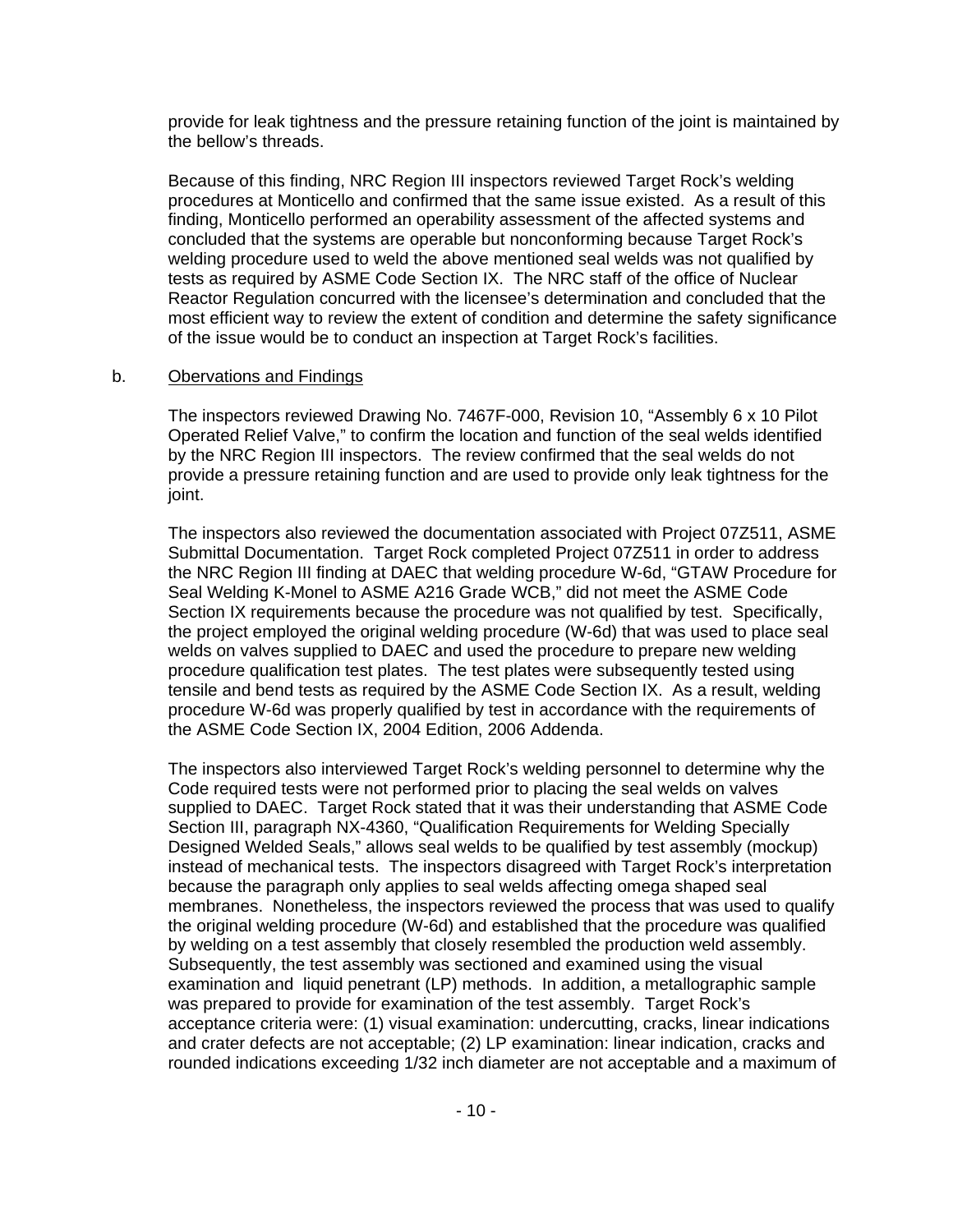provide for leak tightness and the pressure retaining function of the joint is maintained by the bellow's threads.

Because of this finding, NRC Region III inspectors reviewed Target Rock's welding procedures at Monticello and confirmed that the same issue existed. As a result of this finding, Monticello performed an operability assessment of the affected systems and concluded that the systems are operable but nonconforming because Target Rock's welding procedure used to weld the above mentioned seal welds was not qualified by tests as required by ASME Code Section IX. The NRC staff of the office of Nuclear Reactor Regulation concurred with the licensee's determination and concluded that the most efficient way to review the extent of condition and determine the safety significance of the issue would be to conduct an inspection at Target Rock's facilities.

b. Obervations and Findings

The inspectors reviewed Drawing No. 7467F-000, Revision 10, "Assembly 6 x 10 Pilot Operated Relief Valve," to confirm the location and function of the seal welds identified by the NRC Region III inspectors. The review confirmed that the seal welds do not provide a pressure retaining function and are used to provide only leak tightness for the joint.

The inspectors also reviewed the documentation associated with Project 07Z511, ASME Submittal Documentation. Target Rock completed Project 07Z511 in order to address the NRC Region III finding at DAEC that welding procedure W-6d, "GTAW Procedure for Seal Welding K-Monel to ASME A216 Grade WCB," did not meet the ASME Code Section IX requirements because the procedure was not qualified by test. Specifically, the project employed the original welding procedure (W-6d) that was used to place seal welds on valves supplied to DAEC and used the procedure to prepare new welding procedure qualification test plates. The test plates were subsequently tested using tensile and bend tests as required by the ASME Code Section IX. As a result, welding procedure W-6d was properly qualified by test in accordance with the requirements of the ASME Code Section IX, 2004 Edition, 2006 Addenda.

The inspectors also interviewed Target Rock's welding personnel to determine why the Code required tests were not performed prior to placing the seal welds on valves supplied to DAEC. Target Rock stated that it was their understanding that ASME Code Section III, paragraph NX-4360, "Qualification Requirements for Welding Specially Designed Welded Seals," allows seal welds to be qualified by test assembly (mockup) instead of mechanical tests. The inspectors disagreed with Target Rock's interpretation because the paragraph only applies to seal welds affecting omega shaped seal membranes. Nonetheless, the inspectors reviewed the process that was used to qualify the original welding procedure (W-6d) and established that the procedure was qualified by welding on a test assembly that closely resembled the production weld assembly. Subsequently, the test assembly was sectioned and examined using the visual examination and liquid penetrant (LP) methods. In addition, a metallographic sample was prepared to provide for examination of the test assembly. Target Rock's acceptance criteria were: (1) visual examination: undercutting, cracks, linear indications and crater defects are not acceptable; (2) LP examination: linear indication, cracks and rounded indications exceeding 1/32 inch diameter are not acceptable and a maximum of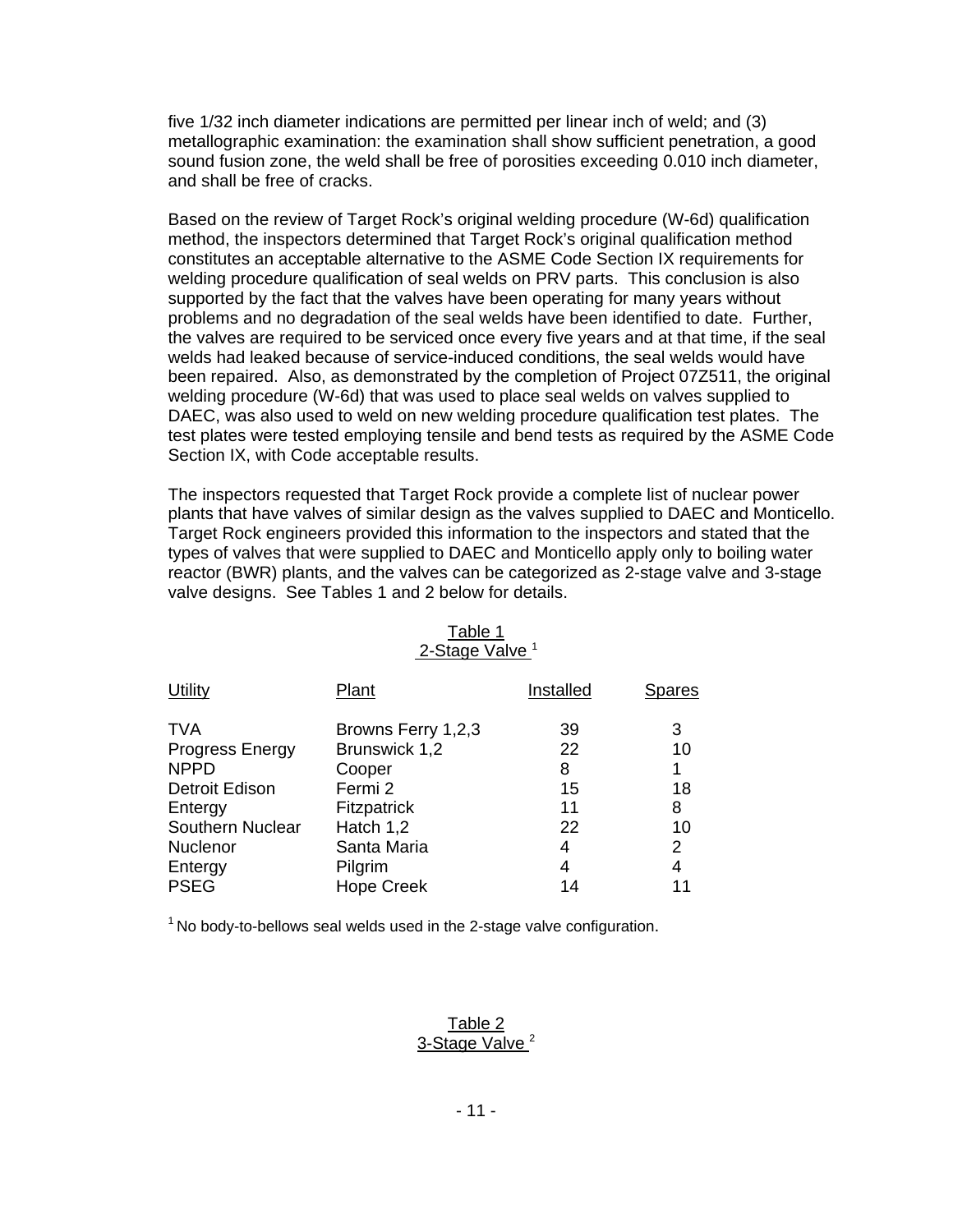five 1/32 inch diameter indications are permitted per linear inch of weld; and (3) metallographic examination: the examination shall show sufficient penetration, a good sound fusion zone, the weld shall be free of porosities exceeding 0.010 inch diameter, and shall be free of cracks.

Based on the review of Target Rock's original welding procedure (W-6d) qualification method, the inspectors determined that Target Rock's original qualification method constitutes an acceptable alternative to the ASME Code Section IX requirements for welding procedure qualification of seal welds on PRV parts. This conclusion is also supported by the fact that the valves have been operating for many years without problems and no degradation of the seal welds have been identified to date. Further, the valves are required to be serviced once every five years and at that time, if the seal welds had leaked because of service-induced conditions, the seal welds would have been repaired. Also, as demonstrated by the completion of Project 07Z511, the original welding procedure (W-6d) that was used to place seal welds on valves supplied to DAEC, was also used to weld on new welding procedure qualification test plates. The test plates were tested employing tensile and bend tests as required by the ASME Code Section IX, with Code acceptable results.

The inspectors requested that Target Rock provide a complete list of nuclear power plants that have valves of similar design as the valves supplied to DAEC and Monticello. Target Rock engineers provided this information to the inspectors and stated that the types of valves that were supplied to DAEC and Monticello apply only to boiling water reactor (BWR) plants, and the valves can be categorized as 2-stage valve and 3-stage valve designs. See Tables 1 and 2 below for details.

Table 1
2-Stage Valve [1]

| Utility | Plant | Installed | Spares |
|---|---|---|---|
| TVA | Browns Ferry 1,2,3 | 39 | 3 |
| Progress Energy | Brunswick 1,2 | 22 | 10 |
| NPPD | Cooper | 8 | 1 |
| Detroit Edison | Fermi 2 | 15 | 18 |
| Entergy | Fitzpatrick | 11 | 8 |
| Southern Nuclear | Hatch 1,2 | 22 | 10 |
| Nuclenor | Santa Maria | 4 | 2 |
| Entergy | Pilgrim | 4 | 4 |
| PSEG | Hope Creek | 14 | 11 |

[1] No body-to-bellows seal welds used in the 2-stage valve configuration.

Table 2
3-Stage Valve [2]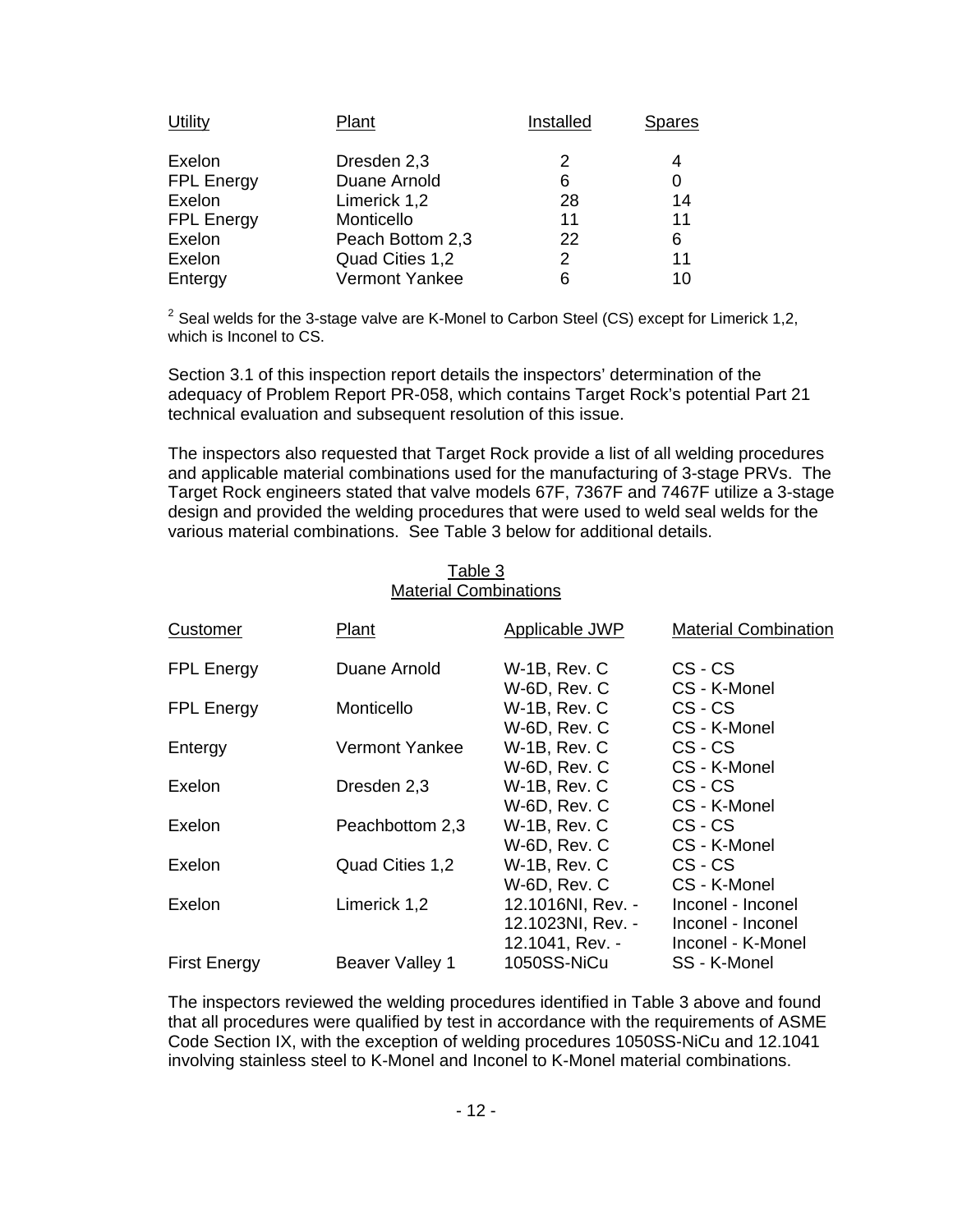| Utility | Plant | Installed | Spares |
|---|---|---|---|
| Exelon | Dresden 2,3 | 2 | 4 |
| FPL Energy | Duane Arnold | 6 | 0 |
| Exelon | Limerick 1,2 | 28 | 14 |
| FPL Energy | Monticello | 11 | 11 |
| Exelon | Peach Bottom 2,3 | 22 | 6 |
| Exelon | Quad Cities 1,2 | 2 | 11 |
| Entergy | Vermont Yankee | 6 | 10 |

[2] Seal welds for the 3-stage valve are K-Monel to Carbon Steel (CS) except for Limerick 1,2, which is Inconel to CS.

Section 3.1 of this inspection report details the inspectors' determination of the adequacy of Problem Report PR-058, which contains Target Rock's potential Part 21 technical evaluation and subsequent resolution of this issue.

The inspectors also requested that Target Rock provide a list of all welding procedures and applicable material combinations used for the manufacturing of 3-stage PRVs. The Target Rock engineers stated that valve models 67F, 7367F and 7467F utilize a 3-stage design and provided the welding procedures that were used to weld seal welds for the various material combinations. See Table 3 below for additional details.

Table 3
Material Combinations

| Customer | Plant | Applicable JWP | Material Combination |
|---|---|---|---|
| FPL Energy | Duane Arnold | W-1B, Rev. C | CS - CS |
| | | W-6D, Rev. C | CS - K-Monel |
| FPL Energy | Monticello | W-1B, Rev. C | CS - CS |
| | | W-6D, Rev. C | CS - K-Monel |
| Entergy | Vermont Yankee | W-1B, Rev. C | CS - CS |
| | | W-6D, Rev. C | CS - K-Monel |
| Exelon | Dresden 2,3 | W-1B, Rev. C | CS - CS |
| | | W-6D, Rev. C | CS - K-Monel |
| Exelon | Peachbottom 2,3 | W-1B, Rev. C | CS - CS |
| | | W-6D, Rev. C | CS - K-Monel |
| Exelon | Quad Cities 1,2 | W-1B, Rev. C | CS - CS |
| | | W-6D, Rev. C | CS - K-Monel |
| Exelon | Limerick 1,2 | 12.1016NI, Rev. - | Inconel - Inconel |
| | | 12.1023NI, Rev. - | Inconel - Inconel |
| | | 12.1041, Rev. - | Inconel - K-Monel |
| First Energy | Beaver Valley 1 | 1050SS-NiCu | SS - K-Monel |

The inspectors reviewed the welding procedures identified in Table 3 above and found that all procedures were qualified by test in accordance with the requirements of ASME Code Section IX, with the exception of welding procedures 1050SS-NiCu and 12.1041 involving stainless steel to K-Monel and Inconel to K-Monel material combinations.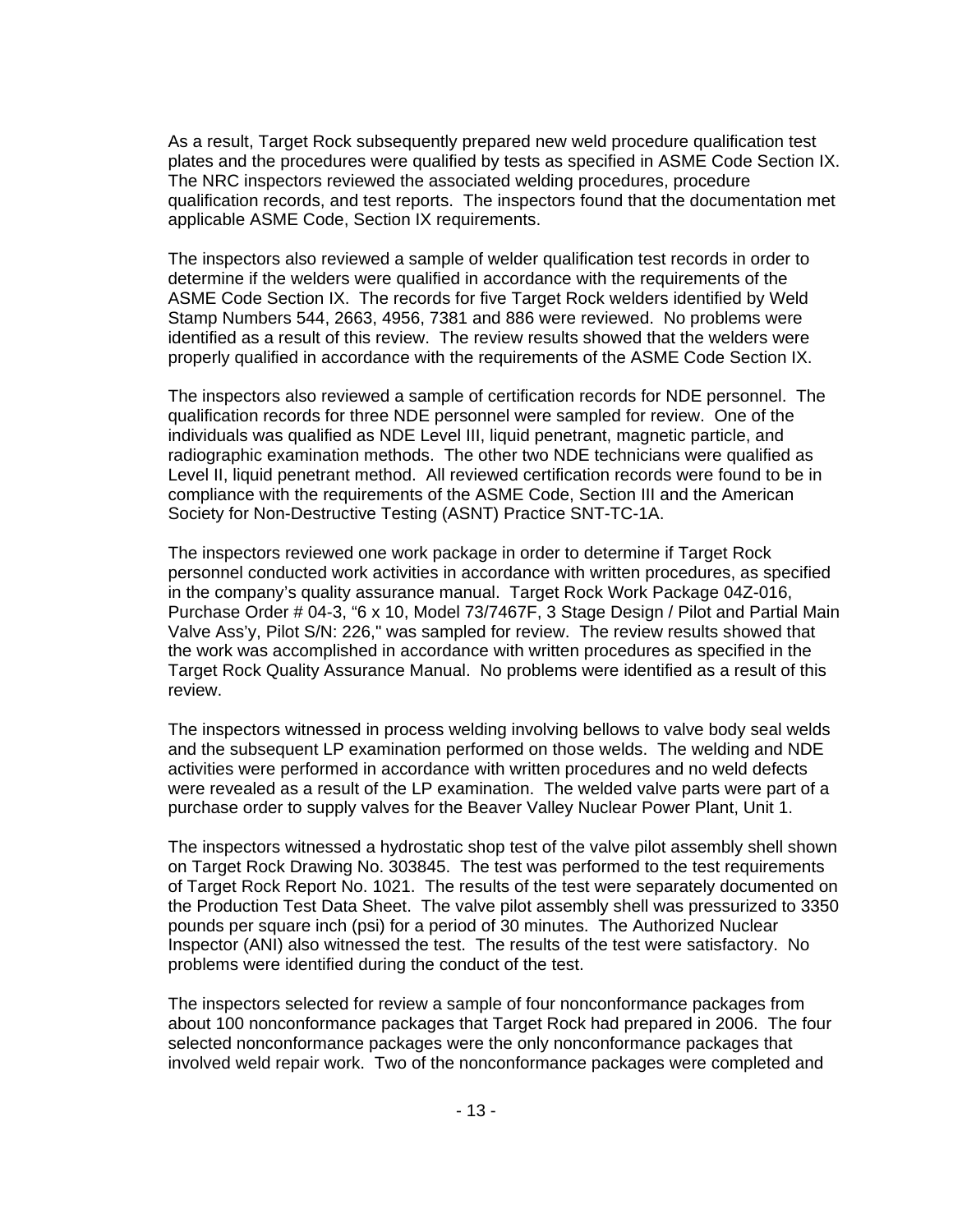As a result, Target Rock subsequently prepared new weld procedure qualification test plates and the procedures were qualified by tests as specified in ASME Code Section IX. The NRC inspectors reviewed the associated welding procedures, procedure qualification records, and test reports. The inspectors found that the documentation met applicable ASME Code, Section IX requirements.

The inspectors also reviewed a sample of welder qualification test records in order to determine if the welders were qualified in accordance with the requirements of the ASME Code Section IX. The records for five Target Rock welders identified by Weld Stamp Numbers 544, 2663, 4956, 7381 and 886 were reviewed. No problems were identified as a result of this review. The review results showed that the welders were properly qualified in accordance with the requirements of the ASME Code Section IX.

The inspectors also reviewed a sample of certification records for NDE personnel. The qualification records for three NDE personnel were sampled for review. One of the individuals was qualified as NDE Level III, liquid penetrant, magnetic particle, and radiographic examination methods. The other two NDE technicians were qualified as Level II, liquid penetrant method. All reviewed certification records were found to be in compliance with the requirements of the ASME Code, Section III and the American Society for Non-Destructive Testing (ASNT) Practice SNT-TC-1A.

The inspectors reviewed one work package in order to determine if Target Rock personnel conducted work activities in accordance with written procedures, as specified in the company's quality assurance manual. Target Rock Work Package 04Z-016, Purchase Order # 04-3, "6 x 10, Model 73/7467F, 3 Stage Design / Pilot and Partial Main Valve Ass'y, Pilot S/N: 226," was sampled for review. The review results showed that the work was accomplished in accordance with written procedures as specified in the Target Rock Quality Assurance Manual. No problems were identified as a result of this review.

The inspectors witnessed in process welding involving bellows to valve body seal welds and the subsequent LP examination performed on those welds. The welding and NDE activities were performed in accordance with written procedures and no weld defects were revealed as a result of the LP examination. The welded valve parts were part of a purchase order to supply valves for the Beaver Valley Nuclear Power Plant, Unit 1.

The inspectors witnessed a hydrostatic shop test of the valve pilot assembly shell shown on Target Rock Drawing No. 303845. The test was performed to the test requirements of Target Rock Report No. 1021. The results of the test were separately documented on the Production Test Data Sheet. The valve pilot assembly shell was pressurized to 3350 pounds per square inch (psi) for a period of 30 minutes. The Authorized Nuclear Inspector (ANI) also witnessed the test. The results of the test were satisfactory. No problems were identified during the conduct of the test.

The inspectors selected for review a sample of four nonconformance packages from about 100 nonconformance packages that Target Rock had prepared in 2006. The four selected nonconformance packages were the only nonconformance packages that involved weld repair work. Two of the nonconformance packages were completed and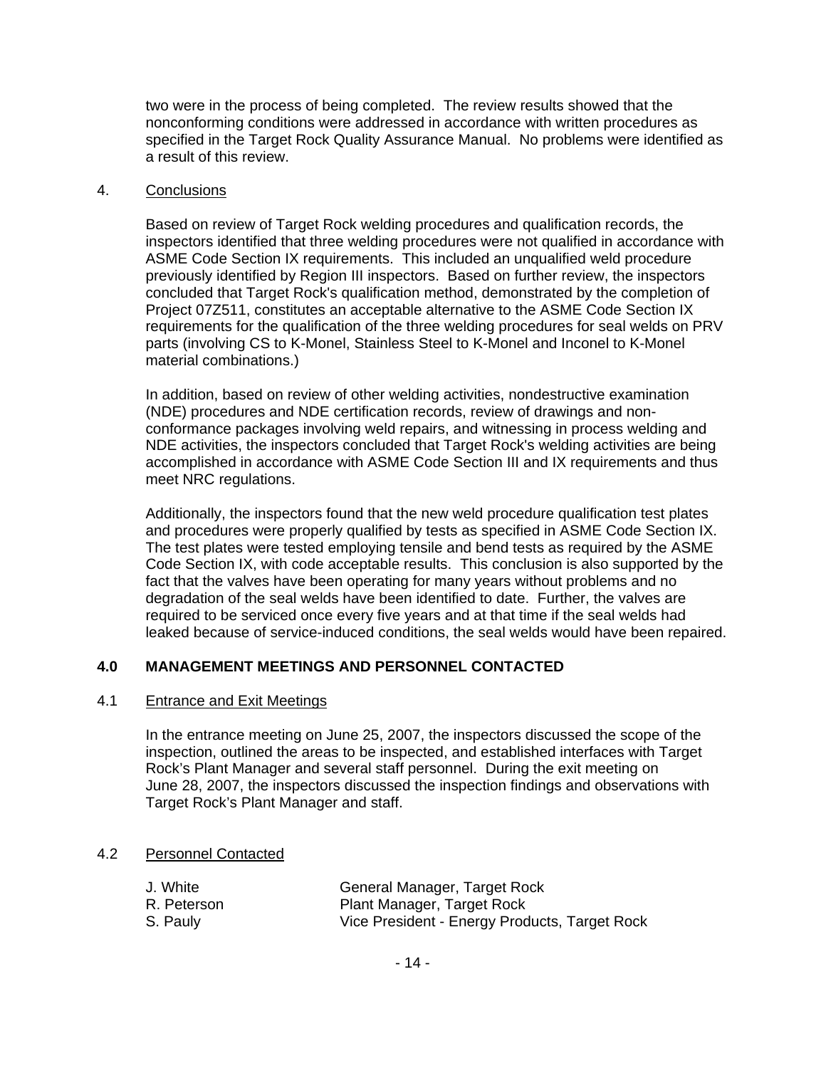two were in the process of being completed. The review results showed that the nonconforming conditions were addressed in accordance with written procedures as specified in the Target Rock Quality Assurance Manual. No problems were identified as a result of this review.

4. Conclusions

Based on review of Target Rock welding procedures and qualification records, the inspectors identified that three welding procedures were not qualified in accordance with ASME Code Section IX requirements. This included an unqualified weld procedure previously identified by Region III inspectors. Based on further review, the inspectors concluded that Target Rock's qualification method, demonstrated by the completion of Project 07Z511, constitutes an acceptable alternative to the ASME Code Section IX requirements for the qualification of the three welding procedures for seal welds on PRV parts (involving CS to K-Monel, Stainless Steel to K-Monel and Inconel to K-Monel material combinations.)

In addition, based on review of other welding activities, nondestructive examination (NDE) procedures and NDE certification records, review of drawings and non-conformance packages involving weld repairs, and witnessing in process welding and NDE activities, the inspectors concluded that Target Rock's welding activities are being accomplished in accordance with ASME Code Section III and IX requirements and thus meet NRC regulations.

Additionally, the inspectors found that the new weld procedure qualification test plates and procedures were properly qualified by tests as specified in ASME Code Section IX. The test plates were tested employing tensile and bend tests as required by the ASME Code Section IX, with code acceptable results. This conclusion is also supported by the fact that the valves have been operating for many years without problems and no degradation of the seal welds have been identified to date. Further, the valves are required to be serviced once every five years and at that time if the seal welds had leaked because of service-induced conditions, the seal welds would have been repaired.

## 4.0 MANAGEMENT MEETINGS AND PERSONNEL CONTACTED

### 4.1 Entrance and Exit Meetings

In the entrance meeting on June 25, 2007, the inspectors discussed the scope of the inspection, outlined the areas to be inspected, and established interfaces with Target Rock's Plant Manager and several staff personnel. During the exit meeting on June 28, 2007, the inspectors discussed the inspection findings and observations with Target Rock's Plant Manager and staff.

### 4.2 Personnel Contacted

| | |
|---|---|
| J. White | General Manager, Target Rock |
| R. Peterson | Plant Manager, Target Rock |
| S. Pauly | Vice President - Energy Products, Target Rock |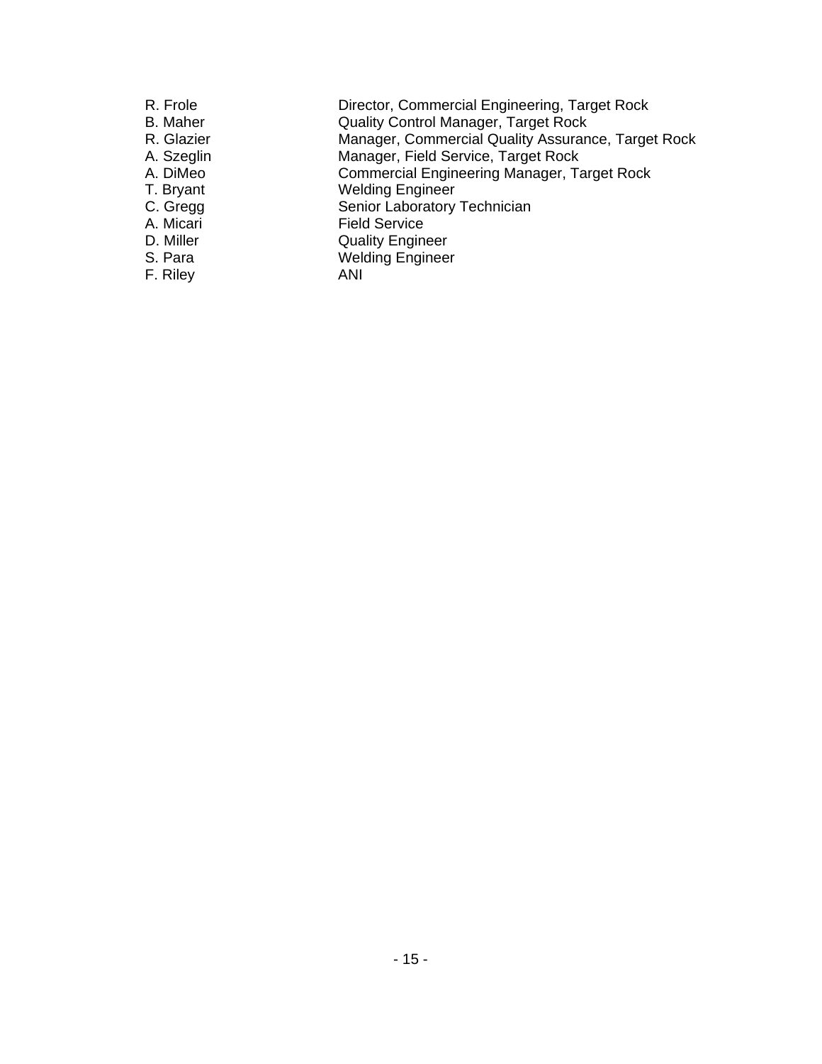| | |
|---|---|
| R. Frole | Director, Commercial Engineering, Target Rock |
| B. Maher | Quality Control Manager, Target Rock |
| R. Glazier | Manager, Commercial Quality Assurance, Target Rock |
| A. Szeglin | Manager, Field Service, Target Rock |
| A. DiMeo | Commercial Engineering Manager, Target Rock |
| T. Bryant | Welding Engineer |
| C. Gregg | Senior Laboratory Technician |
| A. Micari | Field Service |
| D. Miller | Quality Engineer |
| S. Para | Welding Engineer |
| F. Riley | ANI |